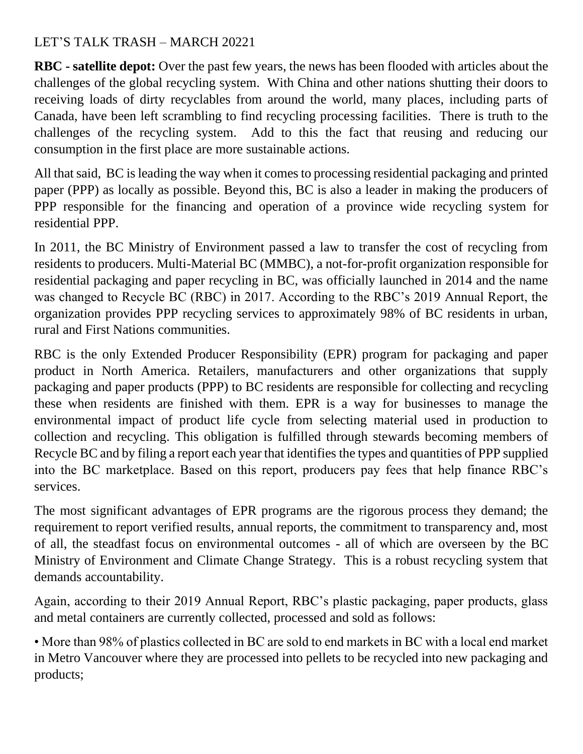LET'S TALK TRASH – MARCH 20221

**RBC - satellite depot:** Over the past few years, the news has been flooded with articles about the challenges of the global recycling system. With China and other nations shutting their doors to receiving loads of dirty recyclables from around the world, many places, including parts of Canada, have been left scrambling to find recycling processing facilities. There is truth to the challenges of the recycling system. Add to this the fact that reusing and reducing our consumption in the first place are more sustainable actions.

All that said, BC is leading the way when it comes to processing residential packaging and printed paper (PPP) as locally as possible. Beyond this, BC is also a leader in making the producers of PPP responsible for the financing and operation of a province wide recycling system for residential PPP.

In 2011, the BC Ministry of Environment passed a law to transfer the cost of recycling from residents to producers. Multi-Material BC (MMBC), a not-for-profit organization responsible for residential packaging and paper recycling in BC, was officially launched in 2014 and the name was changed to Recycle BC (RBC) in 2017. According to the RBC's 2019 Annual Report, the organization provides PPP recycling services to approximately 98% of BC residents in urban, rural and First Nations communities.

RBC is the only Extended Producer Responsibility (EPR) program for packaging and paper product in North America. Retailers, manufacturers and other organizations that supply packaging and paper products (PPP) to BC residents are responsible for collecting and recycling these when residents are finished with them. EPR is a way for businesses to manage the environmental impact of product life cycle from selecting material used in production to collection and recycling. This obligation is fulfilled through stewards becoming members of Recycle BC and by filing a report each year that identifies the types and quantities of PPP supplied into the BC marketplace. Based on this report, producers pay fees that help finance RBC's services.

The most significant advantages of EPR programs are the rigorous process they demand; the requirement to report verified results, annual reports, the commitment to transparency and, most of all, the steadfast focus on environmental outcomes - all of which are overseen by the BC Ministry of Environment and Climate Change Strategy. This is a robust recycling system that demands accountability.

Again, according to their 2019 Annual Report, RBC's plastic packaging, paper products, glass and metal containers are currently collected, processed and sold as follows:

- More than 98% of plastics collected in BC are sold to end markets in BC with a local end market in Metro Vancouver where they are processed into pellets to be recycled into new packaging and products;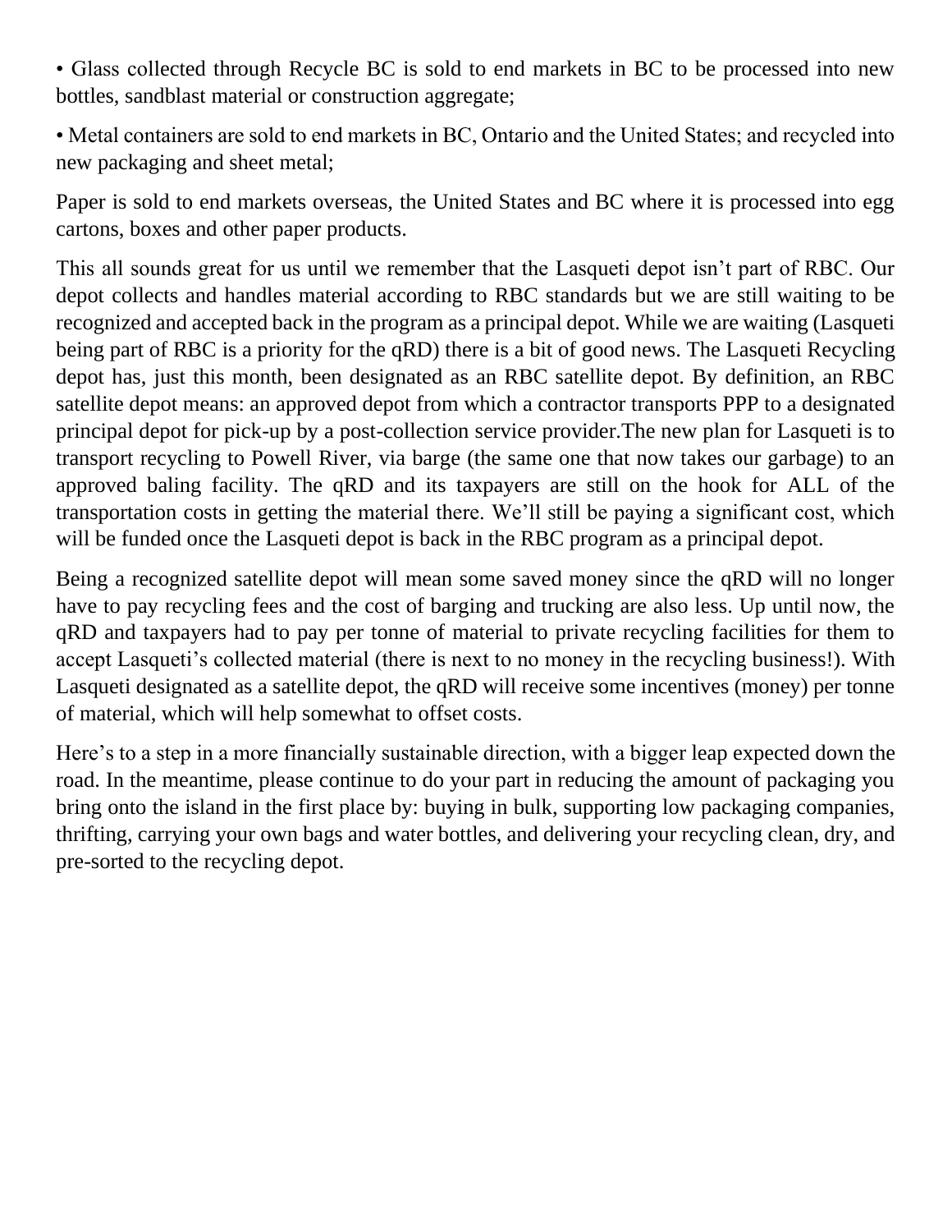• Glass collected through Recycle BC is sold to end markets in BC to be processed into new bottles, sandblast material or construction aggregate;

• Metal containers are sold to end markets in BC, Ontario and the United States; and recycled into new packaging and sheet metal;

Paper is sold to end markets overseas, the United States and BC where it is processed into egg cartons, boxes and other paper products.

This all sounds great for us until we remember that the Lasqueti depot isn't part of RBC. Our depot collects and handles material according to RBC standards but we are still waiting to be recognized and accepted back in the program as a principal depot. While we are waiting (Lasqueti being part of RBC is a priority for the qRD) there is a bit of good news. The Lasqueti Recycling depot has, just this month, been designated as an RBC satellite depot. By definition, an RBC satellite depot means: an approved depot from which a contractor transports PPP to a designated principal depot for pick-up by a post-collection service provider.The new plan for Lasqueti is to transport recycling to Powell River, via barge (the same one that now takes our garbage) to an approved baling facility. The qRD and its taxpayers are still on the hook for ALL of the transportation costs in getting the material there. We'll still be paying a significant cost, which will be funded once the Lasqueti depot is back in the RBC program as a principal depot.

Being a recognized satellite depot will mean some saved money since the qRD will no longer have to pay recycling fees and the cost of barging and trucking are also less. Up until now, the qRD and taxpayers had to pay per tonne of material to private recycling facilities for them to accept Lasqueti's collected material (there is next to no money in the recycling business!). With Lasqueti designated as a satellite depot, the qRD will receive some incentives (money) per tonne of material, which will help somewhat to offset costs.

Here's to a step in a more financially sustainable direction, with a bigger leap expected down the road. In the meantime, please continue to do your part in reducing the amount of packaging you bring onto the island in the first place by: buying in bulk, supporting low packaging companies, thrifting, carrying your own bags and water bottles, and delivering your recycling clean, dry, and pre-sorted to the recycling depot.